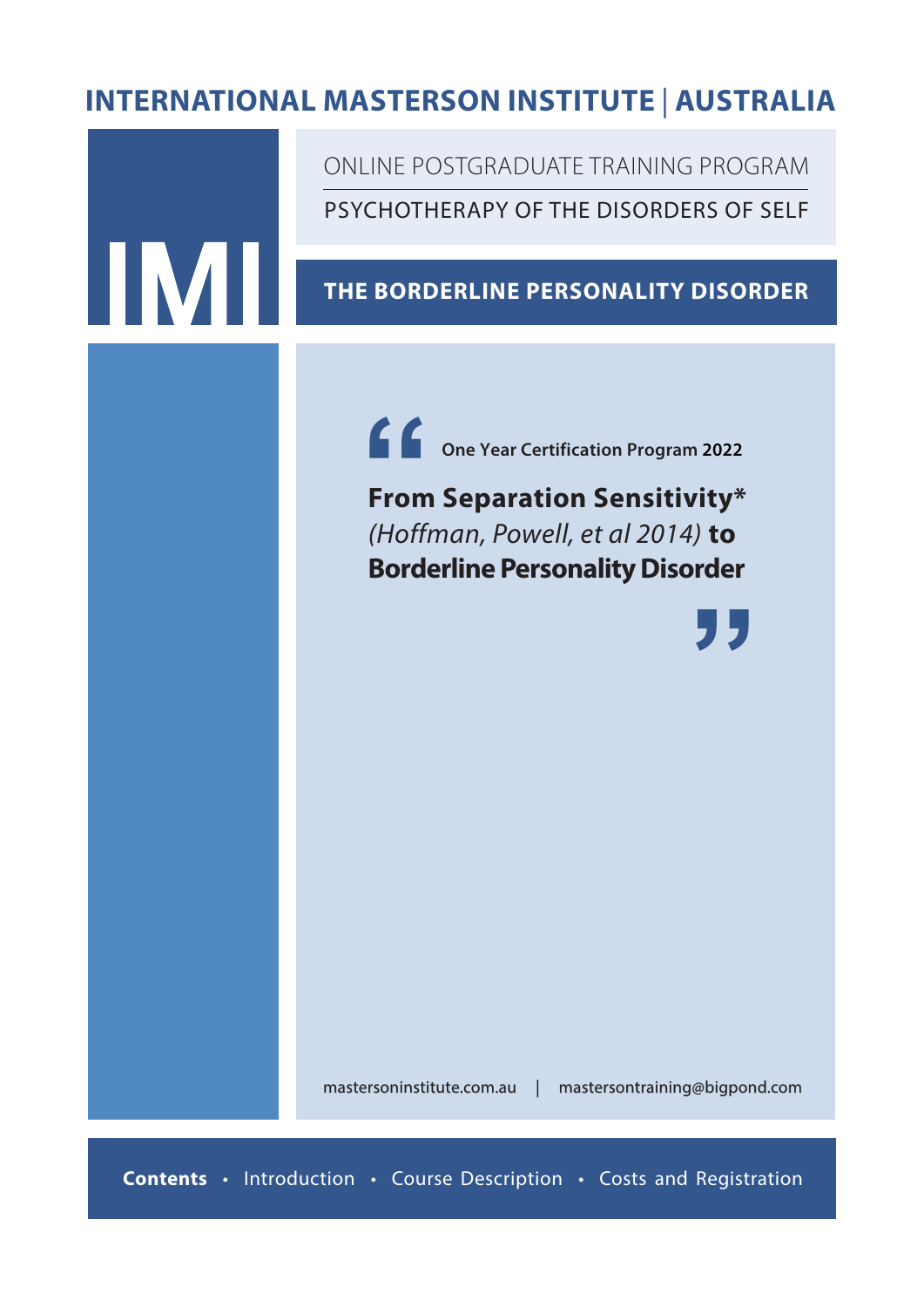# INTERNATIONAL MASTERSON INSTITUTE | AUSTRALIA

IMI

ONLINE POSTGRADUATE TRAINING PROGRAM

PSYCHOTHERAPY OF THE DISORDERS OF SELF

## THE BORDERLINE PERSONALITY DISORDER

**One Year Certification Program 2022**

**From Separation Sensitivity*** *(Hoffman, Powell, et al 2014)* **to Borderline Personality Disorder**

mastersoninstitute.com.au | mastersontraining@bigpond.com

**Contents** • Introduction • Course Description • Costs and Registration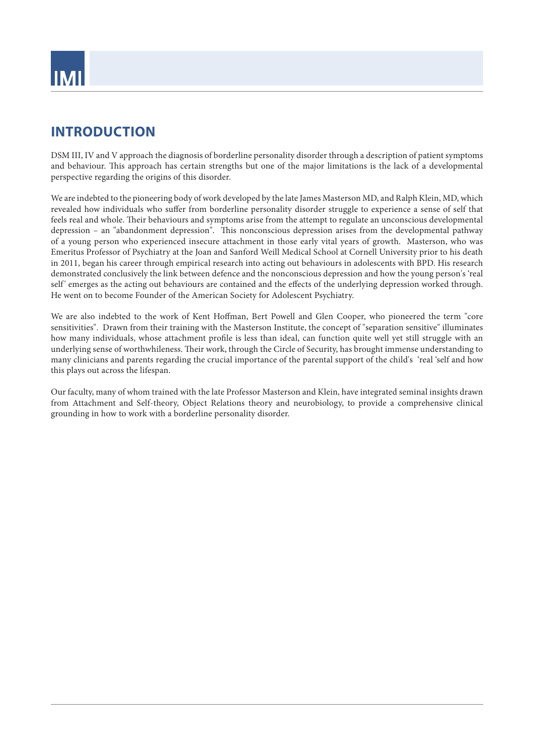# INTRODUCTION

DSM III, IV and V approach the diagnosis of borderline personality disorder through a description of patient symptoms and behaviour. This approach has certain strengths but one of the major limitations is the lack of a developmental perspective regarding the origins of this disorder.

We are indebted to the pioneering body of work developed by the late James Masterson MD, and Ralph Klein, MD, which revealed how individuals who suffer from borderline personality disorder struggle to experience a sense of self that feels real and whole. Their behaviours and symptoms arise from the attempt to regulate an unconscious developmental depression – an "abandonment depression". This nonconscious depression arises from the developmental pathway of a young person who experienced insecure attachment in those early vital years of growth. Masterson, who was Emeritus Professor of Psychiatry at the Joan and Sanford Weill Medical School at Cornell University prior to his death in 2011, began his career through empirical research into acting out behaviours in adolescents with BPD. His research demonstrated conclusively the link between defence and the nonconscious depression and how the young person's 'real self' emerges as the acting out behaviours are contained and the effects of the underlying depression worked through. He went on to become Founder of the American Society for Adolescent Psychiatry.

We are also indebted to the work of Kent Hoffman, Bert Powell and Glen Cooper, who pioneered the term "core sensitivities". Drawn from their training with the Masterson Institute, the concept of "separation sensitive" illuminates how many individuals, whose attachment profile is less than ideal, can function quite well yet still struggle with an underlying sense of worthwhileness. Their work, through the Circle of Security, has brought immense understanding to many clinicians and parents regarding the crucial importance of the parental support of the child's 'real 'self and how this plays out across the lifespan.

Our faculty, many of whom trained with the late Professor Masterson and Klein, have integrated seminal insights drawn from Attachment and Self-theory, Object Relations theory and neurobiology, to provide a comprehensive clinical grounding in how to work with a borderline personality disorder.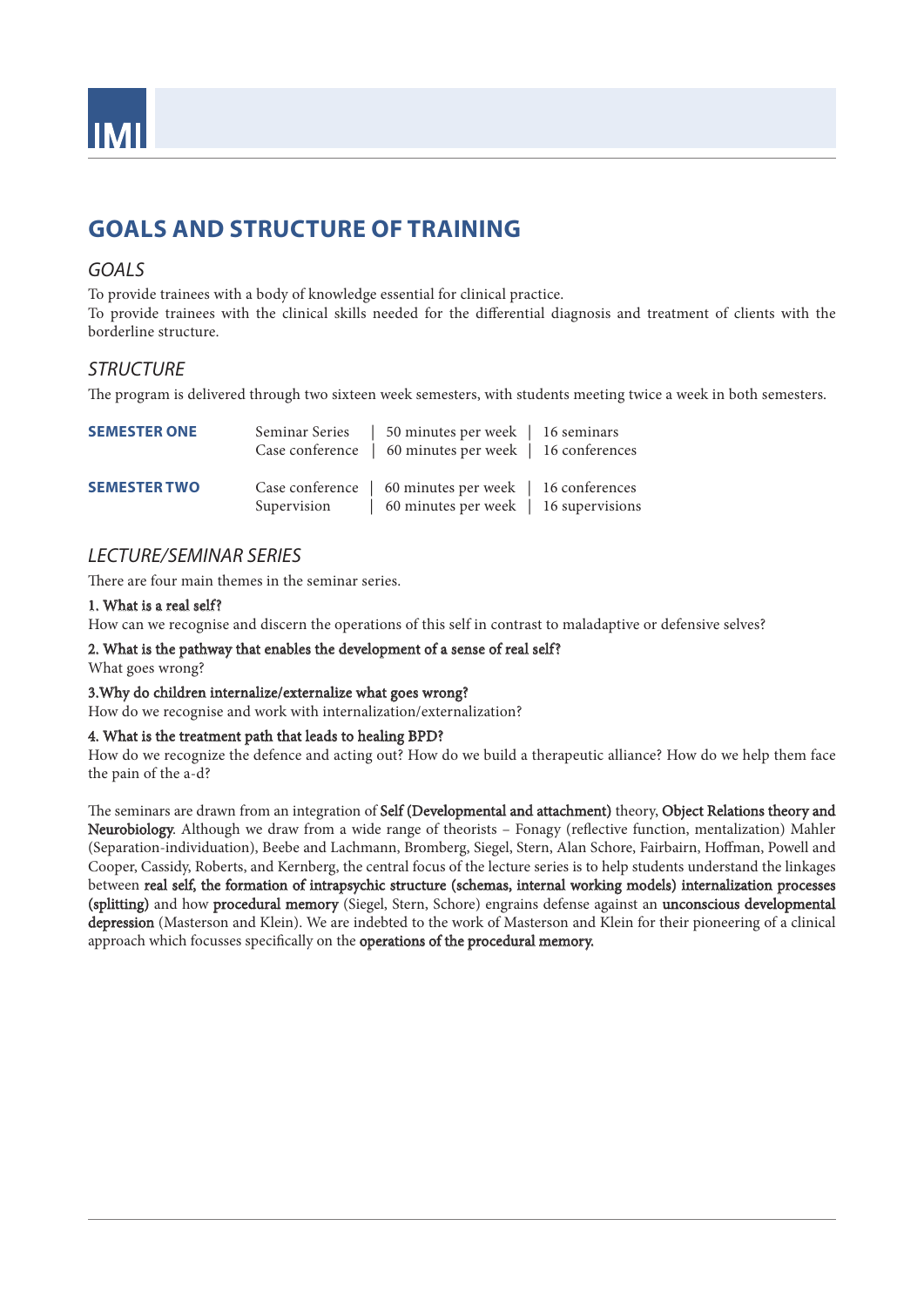# GOALS AND STRUCTURE OF TRAINING

## *GOALS*

To provide trainees with a body of knowledge essential for clinical practice.
To provide trainees with the clinical skills needed for the differential diagnosis and treatment of clients with the borderline structure.

## *STRUCTURE*

The program is delivered through two sixteen week semesters, with students meeting twice a week in both semesters.

| | | | |
|---|---|---|---|
| **SEMESTER ONE** | Seminar Series | 50 minutes per week | 16 seminars |
| | Case conference | 60 minutes per week | 16 conferences |
| **SEMESTER TWO** | Case conference | 60 minutes per week | 16 conferences |
| | Supervision | 60 minutes per week | 16 supervisions |

## *LECTURE/SEMINAR SERIES*

There are four main themes in the seminar series.

**1. What is a real self?**
How can we recognise and discern the operations of this self in contrast to maladaptive or defensive selves?

**2. What is the pathway that enables the development of a sense of real self?**
What goes wrong?

**3.Why do children internalize/externalize what goes wrong?**
How do we recognise and work with internalization/externalization?

**4. What is the treatment path that leads to healing BPD?**
How do we recognize the defence and acting out? How do we build a therapeutic alliance? How do we help them face the pain of the a-d?

The seminars are drawn from an integration of **Self (Developmental and attachment)** theory, **Object Relations theory and Neurobiology**. Although we draw from a wide range of theorists – Fonagy (reflective function, mentalization) Mahler (Separation-individuation), Beebe and Lachmann, Bromberg, Siegel, Stern, Alan Schore, Fairbairn, Hoffman, Powell and Cooper, Cassidy, Roberts, and Kernberg, the central focus of the lecture series is to help students understand the linkages between **real self, the formation of intrapsychic structure (schemas, internal working models) internalization processes (splitting)** and how **procedural memory** (Siegel, Stern, Schore) engrains defense against an **unconscious developmental depression** (Masterson and Klein). We are indebted to the work of Masterson and Klein for their pioneering of a clinical approach which focusses specifically on the **operations of the procedural memory.**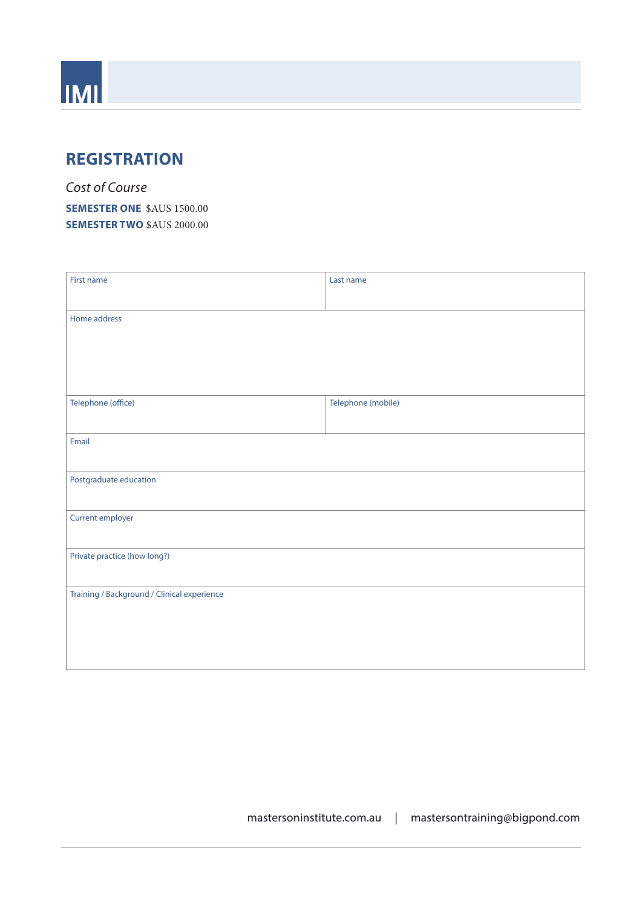IMI

# REGISTRATION

*Cost of Course*

**SEMESTER ONE** $AUS 1500.00
**SEMESTER TWO** $AUS 2000.00

| | |
|---|---|
| First name | Last name |
| Home address | |
| Telephone (office) | Telephone (mobile) |
| Email | |
| Postgraduate education | |
| Current employer | |
| Private practice (how long?) | |
| Training / Background / Clinical experience | |

mastersoninstitute.com.au | mastersontraining@bigpond.com